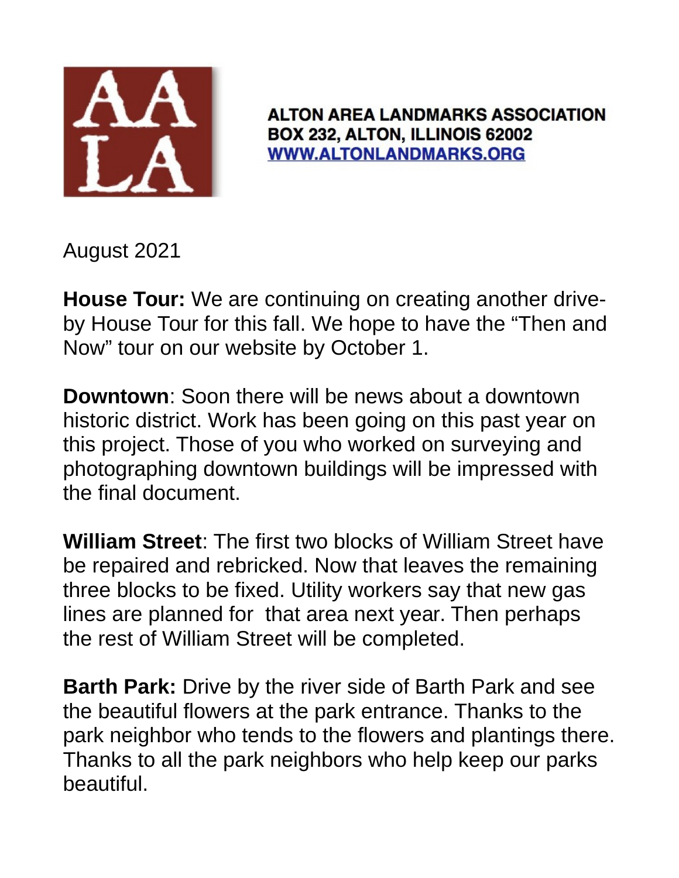**ALTON AREA LANDMARKS ASSOCIATION**
**BOX 232, ALTON, ILLINOIS 62002**
**[WWW.ALTONLANDMARKS.ORG](http://WWW.ALTONLANDMARKS.ORG)**

August 2021

**House Tour:** We are continuing on creating another drive-by House Tour for this fall. We hope to have the "Then and Now" tour on our website by October 1.

**Downtown**: Soon there will be news about a downtown historic district. Work has been going on this past year on this project. Those of you who worked on surveying and photographing downtown buildings will be impressed with the final document.

**William Street**: The first two blocks of William Street have be repaired and rebricked. Now that leaves the remaining three blocks to be fixed. Utility workers say that new gas lines are planned for that area next year. Then perhaps the rest of William Street will be completed.

**Barth Park:** Drive by the river side of Barth Park and see the beautiful flowers at the park entrance. Thanks to the park neighbor who tends to the flowers and plantings there. Thanks to all the park neighbors who help keep our parks beautiful.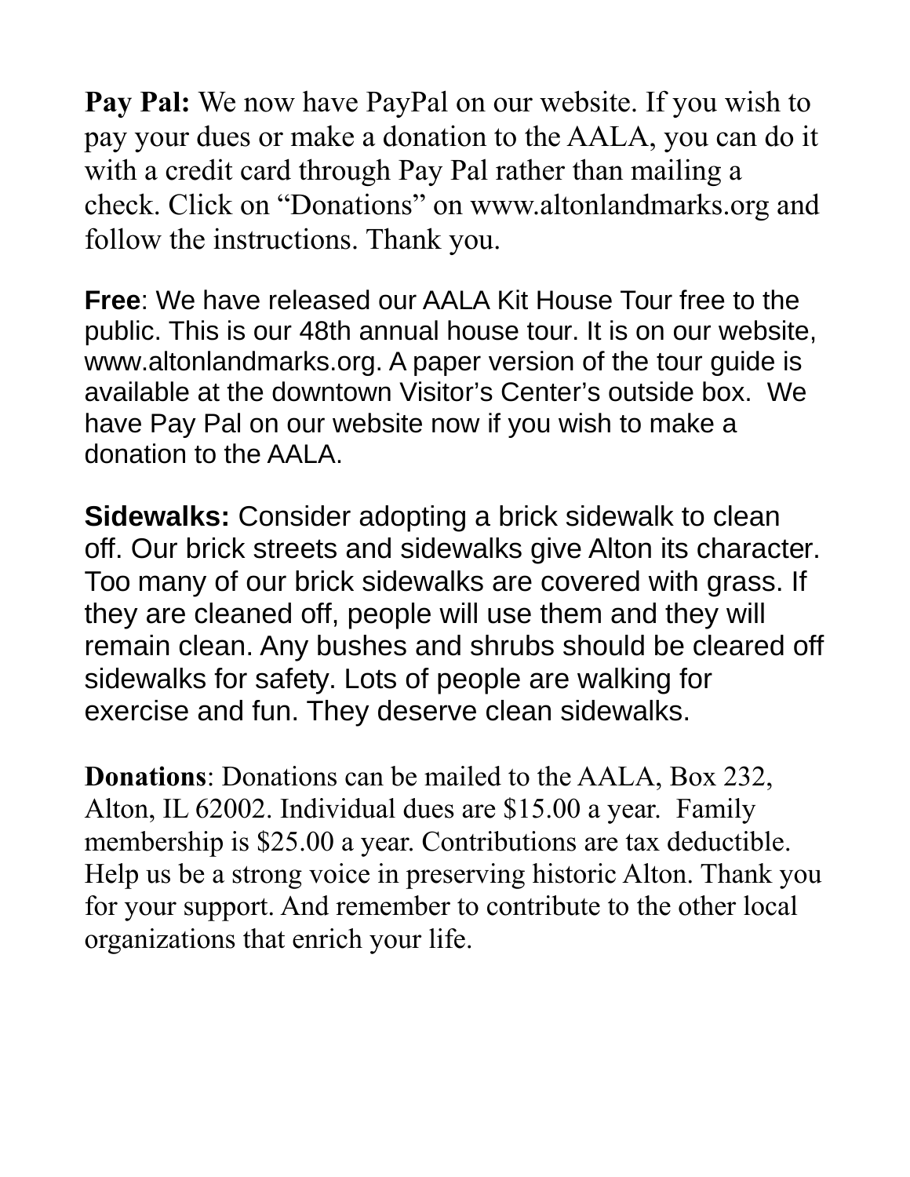**Pay Pal:** We now have PayPal on our website. If you wish to pay your dues or make a donation to the AALA, you can do it with a credit card through Pay Pal rather than mailing a check. Click on "Donations" on www.altonlandmarks.org and follow the instructions. Thank you.

**Free**: We have released our AALA Kit House Tour free to the public. This is our 48th annual house tour. It is on our website, www.altonlandmarks.org. A paper version of the tour guide is available at the downtown Visitor's Center's outside box. We have Pay Pal on our website now if you wish to make a donation to the AALA.

**Sidewalks:** Consider adopting a brick sidewalk to clean off. Our brick streets and sidewalks give Alton its character. Too many of our brick sidewalks are covered with grass. If they are cleaned off, people will use them and they will remain clean. Any bushes and shrubs should be cleared off sidewalks for safety. Lots of people are walking for exercise and fun. They deserve clean sidewalks.

**Donations**: Donations can be mailed to the AALA, Box 232, Alton, IL 62002. Individual dues are $15.00 a year. Family membership is $25.00 a year. Contributions are tax deductible. Help us be a strong voice in preserving historic Alton. Thank you for your support. And remember to contribute to the other local organizations that enrich your life.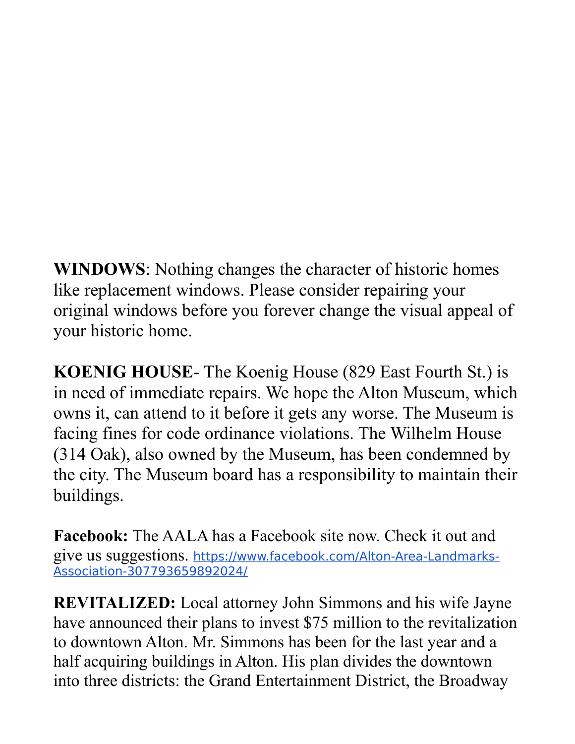**WINDOWS**: Nothing changes the character of historic homes like replacement windows. Please consider repairing your original windows before you forever change the visual appeal of your historic home.

**KOENIG HOUSE**- The Koenig House (829 East Fourth St.) is in need of immediate repairs. We hope the Alton Museum, which owns it, can attend to it before it gets any worse. The Museum is facing fines for code ordinance violations. The Wilhelm House (314 Oak), also owned by the Museum, has been condemned by the city. The Museum board has a responsibility to maintain their buildings.

**Facebook:** The AALA has a Facebook site now. Check it out and give us suggestions. [https://www.facebook.com/Alton-Area-Landmarks-Association-307793659892024/](https://www.facebook.com/Alton-Area-Landmarks-Association-307793659892024/)

**REVITALIZED:** Local attorney John Simmons and his wife Jayne have announced their plans to invest $75 million to the revitalization to downtown Alton. Mr. Simmons has been for the last year and a half acquiring buildings in Alton. His plan divides the downtown into three districts: the Grand Entertainment District, the Broadway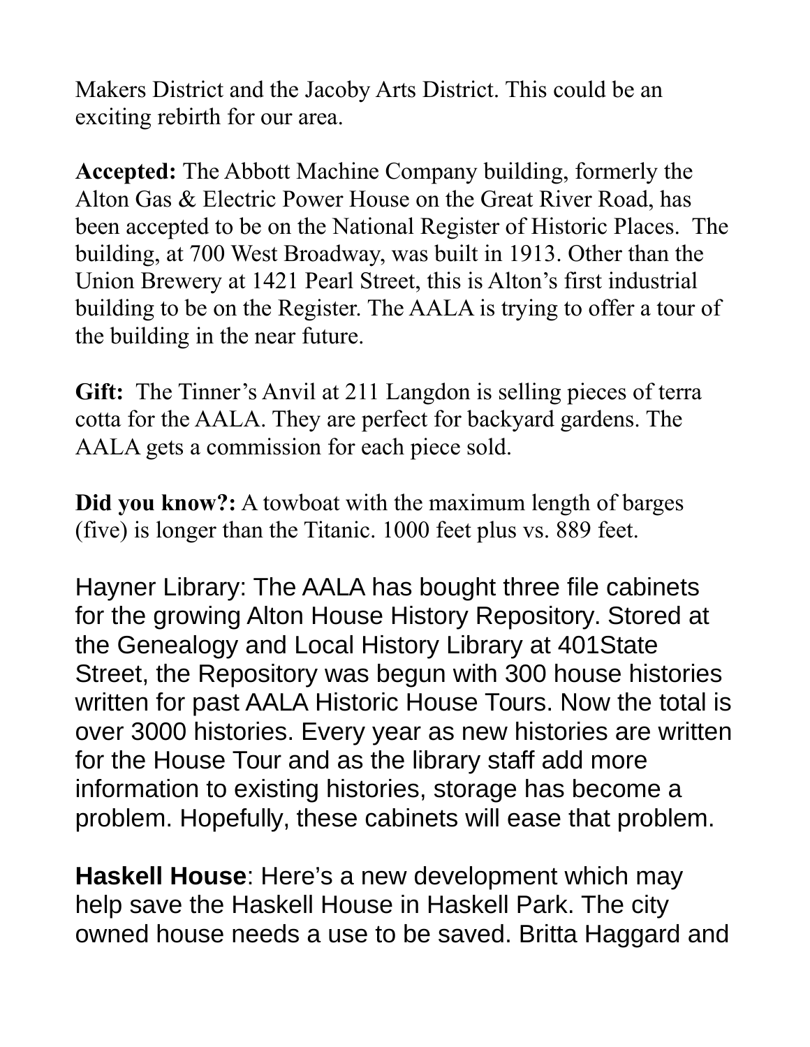Makers District and the Jacoby Arts District. This could be an exciting rebirth for our area.

**Accepted:** The Abbott Machine Company building, formerly the Alton Gas & Electric Power House on the Great River Road, has been accepted to be on the National Register of Historic Places. The building, at 700 West Broadway, was built in 1913. Other than the Union Brewery at 1421 Pearl Street, this is Alton's first industrial building to be on the Register. The AALA is trying to offer a tour of the building in the near future.

**Gift:** The Tinner's Anvil at 211 Langdon is selling pieces of terra cotta for the AALA. They are perfect for backyard gardens. The AALA gets a commission for each piece sold.

**Did you know?:** A towboat with the maximum length of barges (five) is longer than the Titanic. 1000 feet plus vs. 889 feet.

Hayner Library: The AALA has bought three file cabinets for the growing Alton House History Repository. Stored at the Genealogy and Local History Library at 401State Street, the Repository was begun with 300 house histories written for past AALA Historic House Tours. Now the total is over 3000 histories. Every year as new histories are written for the House Tour and as the library staff add more information to existing histories, storage has become a problem. Hopefully, these cabinets will ease that problem.

**Haskell House**: Here's a new development which may help save the Haskell House in Haskell Park. The city owned house needs a use to be saved. Britta Haggard and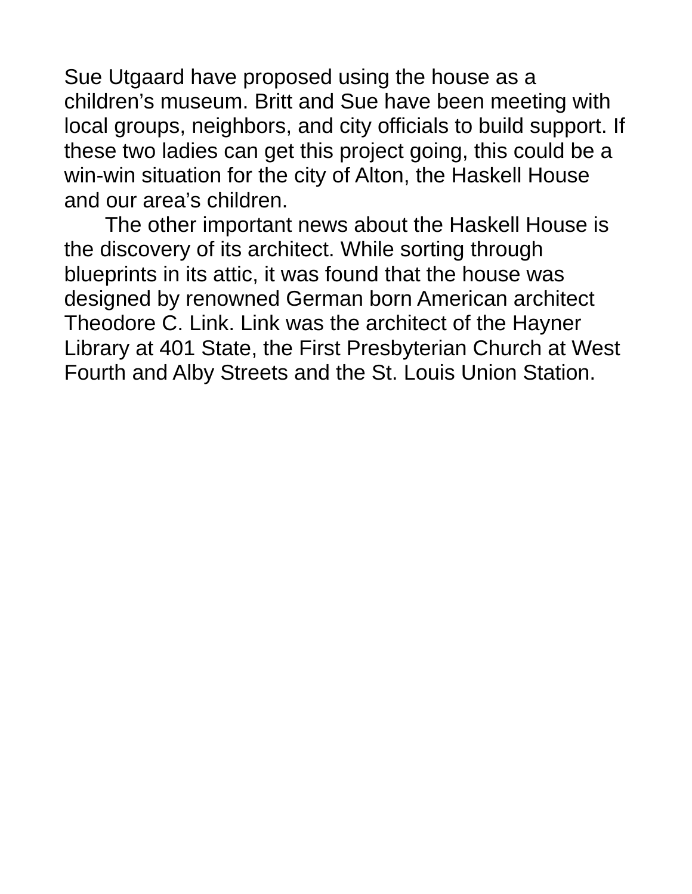Sue Utgaard have proposed using the house as a children's museum. Britt and Sue have been meeting with local groups, neighbors, and city officials to build support. If these two ladies can get this project going, this could be a win-win situation for the city of Alton, the Haskell House and our area's children.

The other important news about the Haskell House is the discovery of its architect. While sorting through blueprints in its attic, it was found that the house was designed by renowned German born American architect Theodore C. Link. Link was the architect of the Hayner Library at 401 State, the First Presbyterian Church at West Fourth and Alby Streets and the St. Louis Union Station.